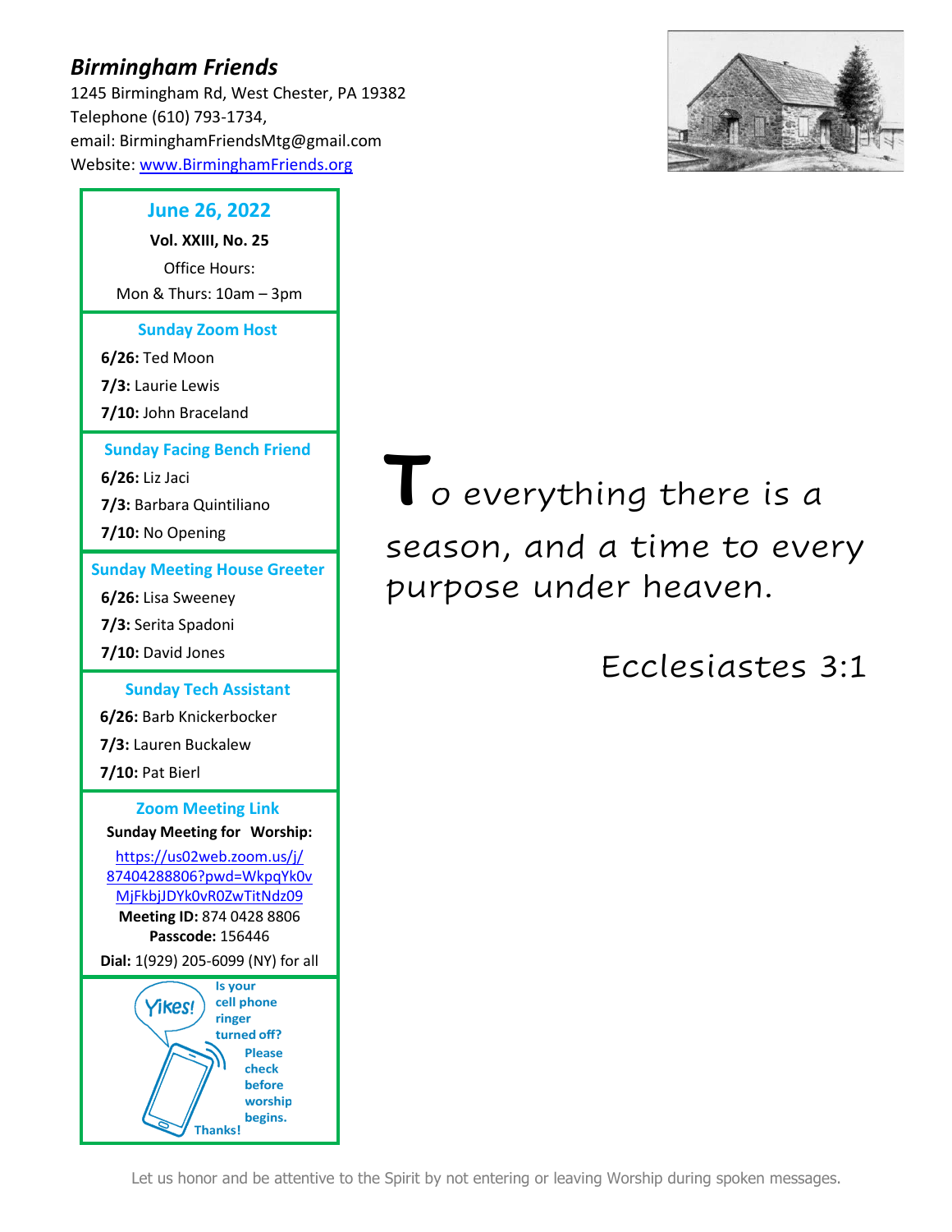# *Birmingham Friends*

1245 Birmingham Rd, West Chester, PA 19382
Telephone (610) 793-1734,
email: BirminghamFriendsMtg@gmail.com
Website: [www.BirminghamFriends.org](http://www.BirminghamFriends.org)

## June 26, 2022

**Vol. XXIII, No. 25**

Office Hours:
Mon & Thurs: 10am – 3pm

### Sunday Zoom Host

**6/26:** Ted Moon
**7/3:** Laurie Lewis
**7/10:** John Braceland

### Sunday Facing Bench Friend

**6/26:** Liz Jaci
**7/3:** Barbara Quintiliano
**7/10:** No Opening

### Sunday Meeting House Greeter

**6/26:** Lisa Sweeney
**7/3:** Serita Spadoni
**7/10:** David Jones

### Sunday Tech Assistant

**6/26:** Barb Knickerbocker
**7/3:** Lauren Buckalew
**7/10:** Pat Bierl

### Zoom Meeting Link

**Sunday Meeting for Worship:**
[https://us02web.zoom.us/j/87404288806?pwd=WkpqYk0vMjFkbjJDYk0vR0ZwTitNdz09](https://us02web.zoom.us/j/87404288806?pwd=WkpqYk0vMjFkbjJDYk0vR0ZwTitNdz09)
**Meeting ID:** 874 0428 8806
**Passcode:** 156446
**Dial:** 1(929) 205-6099 (NY) for all

Yikes! Is your cell phone ringer turned off? Please check before worship begins. Thanks!

To everything there is a season, and a time to every purpose under heaven.

Ecclesiastes 3:1

Let us honor and be attentive to the Spirit by not entering or leaving Worship during spoken messages.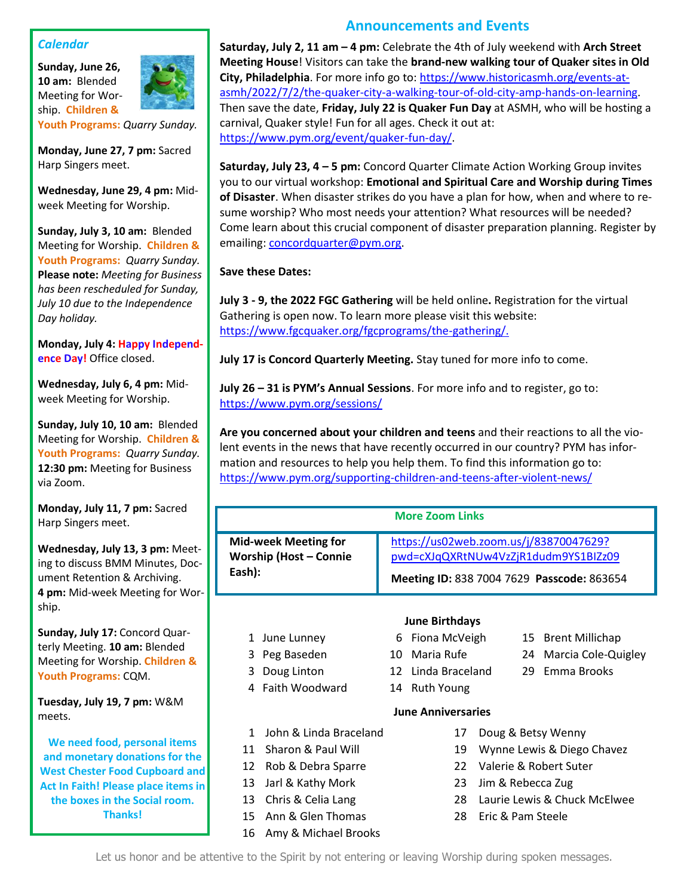## Calendar

**Sunday, June 26, 10 am:** Blended Meeting for Worship. **Children & Youth Programs:** *Quarry Sunday.*

**Monday, June 27, 7 pm:** Sacred Harp Singers meet.

**Wednesday, June 29, 4 pm:** Mid-week Meeting for Worship.

**Sunday, July 3, 10 am:** Blended Meeting for Worship. **Children & Youth Programs:** *Quarry Sunday.* **Please note:** *Meeting for Business has been rescheduled for Sunday, July 10 due to the Independence Day holiday.*

**Monday, July 4: Happy Independence Day!** Office closed.

**Wednesday, July 6, 4 pm:** Mid-week Meeting for Worship.

**Sunday, July 10, 10 am:** Blended Meeting for Worship. **Children & Youth Programs:** *Quarry Sunday.* **12:30 pm:** Meeting for Business via Zoom.

**Monday, July 11, 7 pm:** Sacred Harp Singers meet.

**Wednesday, July 13, 3 pm:** Meeting to discuss BMM Minutes, Document Retention & Archiving. **4 pm:** Mid-week Meeting for Worship.

**Sunday, July 17:** Concord Quarterly Meeting. **10 am:** Blended Meeting for Worship. **Children & Youth Programs:** CQM.

**Tuesday, July 19, 7 pm:** W&M meets.

**We need food, personal items and monetary donations for the West Chester Food Cupboard and Act In Faith! Please place items in the boxes in the Social room. Thanks!**

## Announcements and Events

**Saturday, July 2, 11 am – 4 pm:** Celebrate the 4th of July weekend with **Arch Street Meeting House**! Visitors can take the **brand-new walking tour of Quaker sites in Old City, Philadelphia**. For more info go to: https://www.historicasmh.org/events-at-asmh/2022/7/2/the-quaker-city-a-walking-tour-of-old-city-amp-hands-on-learning. Then save the date, **Friday, July 22 is Quaker Fun Day** at ASMH, who will be hosting a carnival, Quaker style! Fun for all ages. Check it out at: https://www.pym.org/event/quaker-fun-day/.

**Saturday, July 23, 4 – 5 pm:** Concord Quarter Climate Action Working Group invites you to our virtual workshop: **Emotional and Spiritual Care and Worship during Times of Disaster**. When disaster strikes do you have a plan for how, when and where to resume worship? Who most needs your attention? What resources will be needed? Come learn about this crucial component of disaster preparation planning. Register by emailing: concordquarter@pym.org.

**Save these Dates:**

**July 3 - 9, the 2022 FGC Gathering** will be held online**.** Registration for the virtual Gathering is open now. To learn more please visit this website: https://www.fgcquaker.org/fgcprograms/the-gathering/.

**July 17 is Concord Quarterly Meeting.** Stay tuned for more info to come.

**July 26 – 31 is PYM's Annual Sessions**. For more info and to register, go to: https://www.pym.org/sessions/

**Are you concerned about your children and teens** and their reactions to all the violent events in the news that have recently occurred in our country? PYM has information and resources to help you help them. To find this information go to: https://www.pym.org/supporting-children-and-teens-after-violent-news/

| More Zoom Links | |
|---|---|
| **Mid-week Meeting for Worship (Host – Connie Eash):** | https://us02web.zoom.us/j/83870047629?pwd=cXJqQXRtNUw4VzZjR1dudm9YS1BIZz09 **Meeting ID:** 838 7004 7629 **Passcode:** 863654 |

### June Birthdays

| | | | | | |
|---|---|---|---|---|---|
| 1 | June Lunney | 6 | Fiona McVeigh | 15 | Brent Millichap |
| 3 | Peg Baseden | 10 | Maria Rufe | 24 | Marcia Cole-Quigley |
| 3 | Doug Linton | 12 | Linda Braceland | 29 | Emma Brooks |
| 4 | Faith Woodward | 14 | Ruth Young | | |

### June Anniversaries

| | | | |
|---|---|---|---|
| 1 | John & Linda Braceland | 17 | Doug & Betsy Wenny |
| 11 | Sharon & Paul Will | 19 | Wynne Lewis & Diego Chavez |
| 12 | Rob & Debra Sparre | 22 | Valerie & Robert Suter |
| 13 | Jarl & Kathy Mork | 23 | Jim & Rebecca Zug |
| 13 | Chris & Celia Lang | 28 | Laurie Lewis & Chuck McElwee |
| 15 | Ann & Glen Thomas | 28 | Eric & Pam Steele |
| 16 | Amy & Michael Brooks | | |

Let us honor and be attentive to the Spirit by not entering or leaving Worship during spoken messages.